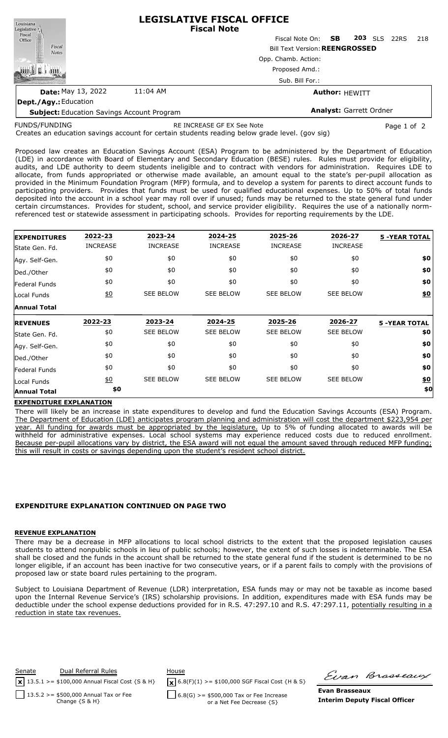# LEGISLATIVE FISCAL OFFICE
## Fiscal Note

Fiscal Note On: **SB 203** SLS 22RS 218

Bill Text Version: **REENGROSSED**

Opp. Chamb. Action:

Proposed Amd.:

Sub. Bill For.:

**Date:** May 13, 2022 11:04 AM

**Author:** HEWITT

**Dept./Agy.:** Education

**Subject:** Education Savings Account Program

**Analyst:** Garrett Ordner

FUNDS/FUNDING RE INCREASE GF EX See Note

Creates an education savings account for certain students reading below grade level. (gov sig)

Proposed law creates an Education Savings Account (ESA) Program to be administered by the Department of Education (LDE) in accordance with Board of Elementary and Secondary Education (BESE) rules. Rules must provide for eligibility, audits, and LDE authority to deem students ineligible and to contract with vendors for administration. Requires LDE to allocate, from funds appropriated or otherwise made available, an amount equal to the state's per-pupil allocation as provided in the Minimum Foundation Program (MFP) formula, and to develop a system for parents to direct account funds to participating providers. Provides that funds must be used for qualified educational expenses. Up to 50% of total funds deposited into the account in a school year may roll over if unused; funds may be returned to the state general fund under certain circumstances. Provides for student, school, and service provider eligibility. Requires the use of a nationally norm-referenced test or statewide assessment in participating schools. Provides for reporting requirements by the LDE.

| EXPENDITURES | 2022-23 | 2023-24 | 2024-25 | 2025-26 | 2026-27 | 5 -YEAR TOTAL |
|---|---|---|---|---|---|---|
| State Gen. Fd. | INCREASE | INCREASE | INCREASE | INCREASE | INCREASE | |
| Agy. Self-Gen. | $0 | $0 | $0 | $0 | $0 | **$0** |
| Ded./Other | $0 | $0 | $0 | $0 | $0 | **$0** |
| Federal Funds | $0 | $0 | $0 | $0 | $0 | **$0** |
| Local Funds | $0 | SEE BELOW | SEE BELOW | SEE BELOW | SEE BELOW | **$0** |
| **Annual Total** | | | | | | |

| REVENUES | 2022-23 | 2023-24 | 2024-25 | 2025-26 | 2026-27 | 5 -YEAR TOTAL |
|---|---|---|---|---|---|---|
| State Gen. Fd. | $0 | SEE BELOW | SEE BELOW | SEE BELOW | SEE BELOW | **$0** |
| Agy. Self-Gen. | $0 | $0 | $0 | $0 | $0 | **$0** |
| Ded./Other | $0 | $0 | $0 | $0 | $0 | **$0** |
| Federal Funds | $0 | $0 | $0 | $0 | $0 | **$0** |
| Local Funds | $0 | SEE BELOW | SEE BELOW | SEE BELOW | SEE BELOW | **$0** |
| **Annual Total** | **$0** | | | | | **$0** |

**EXPENDITURE EXPLANATION**

There will likely be an increase in state expenditures to develop and fund the Education Savings Accounts (ESA) Program. The Department of Education (LDE) anticipates program planning and administration will cost the department $223,954 per year. All funding for awards must be appropriated by the legislature. Up to 5% of funding allocated to awards will be withheld for administrative expenses. Local school systems may experience reduced costs due to reduced enrollment. Because per-pupil allocations vary by district, the ESA award will not equal the amount saved through reduced MFP funding; this will result in costs or savings depending upon the student's resident school district.

**EXPENDITURE EXPLANATION CONTINUED ON PAGE TWO**

**REVENUE EXPLANATION**

There may be a decrease in MFP allocations to local school districts to the extent that the proposed legislation causes students to attend nonpublic schools in lieu of public schools; however, the extent of such losses is indeterminable. The ESA shall be closed and the funds in the account shall be returned to the state general fund if the student is determined to be no longer eligible, if an account has been inactive for two consecutive years, or if a parent fails to comply with the provisions of proposed law or state board rules pertaining to the program.

Subject to Louisiana Department of Revenue (LDR) interpretation, ESA funds may or may not be taxable as income based upon the Internal Revenue Service's (IRS) scholarship provisions. In addition, expenditures made with ESA funds may be deductible under the school expense deductions provided for in R.S. 47:297.10 and R.S. 47:297.11, potentially resulting in a reduction in state tax revenues.

| Senate | Dual Referral Rules | House |
|---|---|---|
| [x] 13.5.1 >= $100,000 Annual Fiscal Cost {S & H} | | [x] 6.8(F)(1) >= $100,000 SGF Fiscal Cost {H & S} |
| [ ] 13.5.2 >= $500,000 Annual Tax or Fee Change {S & H} | | [ ] 6.8(G) >= $500,000 Tax or Fee Increase or a Net Fee Decrease {S} |

**Evan Brasseaux**
**Interim Deputy Fiscal Officer**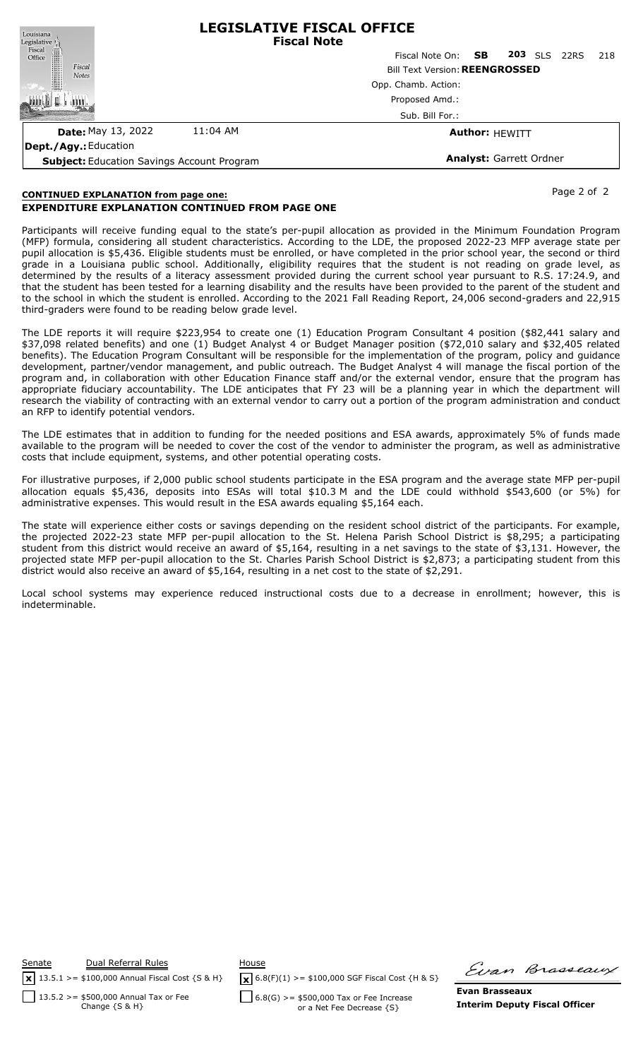# LEGISLATIVE FISCAL OFFICE
## Fiscal Note

Fiscal Note On: **SB 203** SLS 22RS 218

Bill Text Version: **REENGROSSED**

Opp. Chamb. Action:

Proposed Amd.:

Sub. Bill For.:

**Date:** May 13, 2022 11:04 AM

**Author:** HEWITT

**Dept./Agy.:** Education

**Subject:** Education Savings Account Program

**Analyst:** Garrett Ordner

**CONTINUED EXPLANATION from page one:**

**EXPENDITURE EXPLANATION CONTINUED FROM PAGE ONE**

Participants will receive funding equal to the state's per-pupil allocation as provided in the Minimum Foundation Program (MFP) formula, considering all student characteristics. According to the LDE, the proposed 2022-23 MFP average state per pupil allocation is $5,436. Eligible students must be enrolled, or have completed in the prior school year, the second or third grade in a Louisiana public school. Additionally, eligibility requires that the student is not reading on grade level, as determined by the results of a literacy assessment provided during the current school year pursuant to R.S. 17:24.9, and that the student has been tested for a learning disability and the results have been provided to the parent of the student and to the school in which the student is enrolled. According to the 2021 Fall Reading Report, 24,006 second-graders and 22,915 third-graders were found to be reading below grade level.

The LDE reports it will require $223,954 to create one (1) Education Program Consultant 4 position ($82,441 salary and $37,098 related benefits) and one (1) Budget Analyst 4 or Budget Manager position ($72,010 salary and $32,405 related benefits). The Education Program Consultant will be responsible for the implementation of the program, policy and guidance development, partner/vendor management, and public outreach. The Budget Analyst 4 will manage the fiscal portion of the program and, in collaboration with other Education Finance staff and/or the external vendor, ensure that the program has appropriate fiduciary accountability. The LDE anticipates that FY 23 will be a planning year in which the department will research the viability of contracting with an external vendor to carry out a portion of the program administration and conduct an RFP to identify potential vendors.

The LDE estimates that in addition to funding for the needed positions and ESA awards, approximately 5% of funds made available to the program will be needed to cover the cost of the vendor to administer the program, as well as administrative costs that include equipment, systems, and other potential operating costs.

For illustrative purposes, if 2,000 public school students participate in the ESA program and the average state MFP per-pupil allocation equals $5,436, deposits into ESAs will total $10.3 M and the LDE could withhold $543,600 (or 5%) for administrative expenses. This would result in the ESA awards equaling $5,164 each.

The state will experience either costs or savings depending on the resident school district of the participants. For example, the projected 2022-23 state MFP per-pupil allocation to the St. Helena Parish School District is $8,295; a participating student from this district would receive an award of $5,164, resulting in a net savings to the state of $3,131. However, the projected state MFP per-pupil allocation to the St. Charles Parish School District is $2,873; a participating student from this district would also receive an award of $5,164, resulting in a net cost to the state of $2,291.

Local school systems may experience reduced instructional costs due to a decrease in enrollment; however, this is indeterminable.

| Senate | Dual Referral Rules | House |
| --- | --- | --- |
| [x] 13.5.1 >= $100,000 Annual Fiscal Cost {S & H} | | [x] 6.8(F)(1) >= $100,000 SGF Fiscal Cost {H & S} |
| [ ] 13.5.2 >= $500,000 Annual Tax or Fee Change {S & H} | | [ ] 6.8(G) >= $500,000 Tax or Fee Increase or a Net Fee Decrease {S} |

Evan Brasseaux

**Evan Brasseaux**
**Interim Deputy Fiscal Officer**